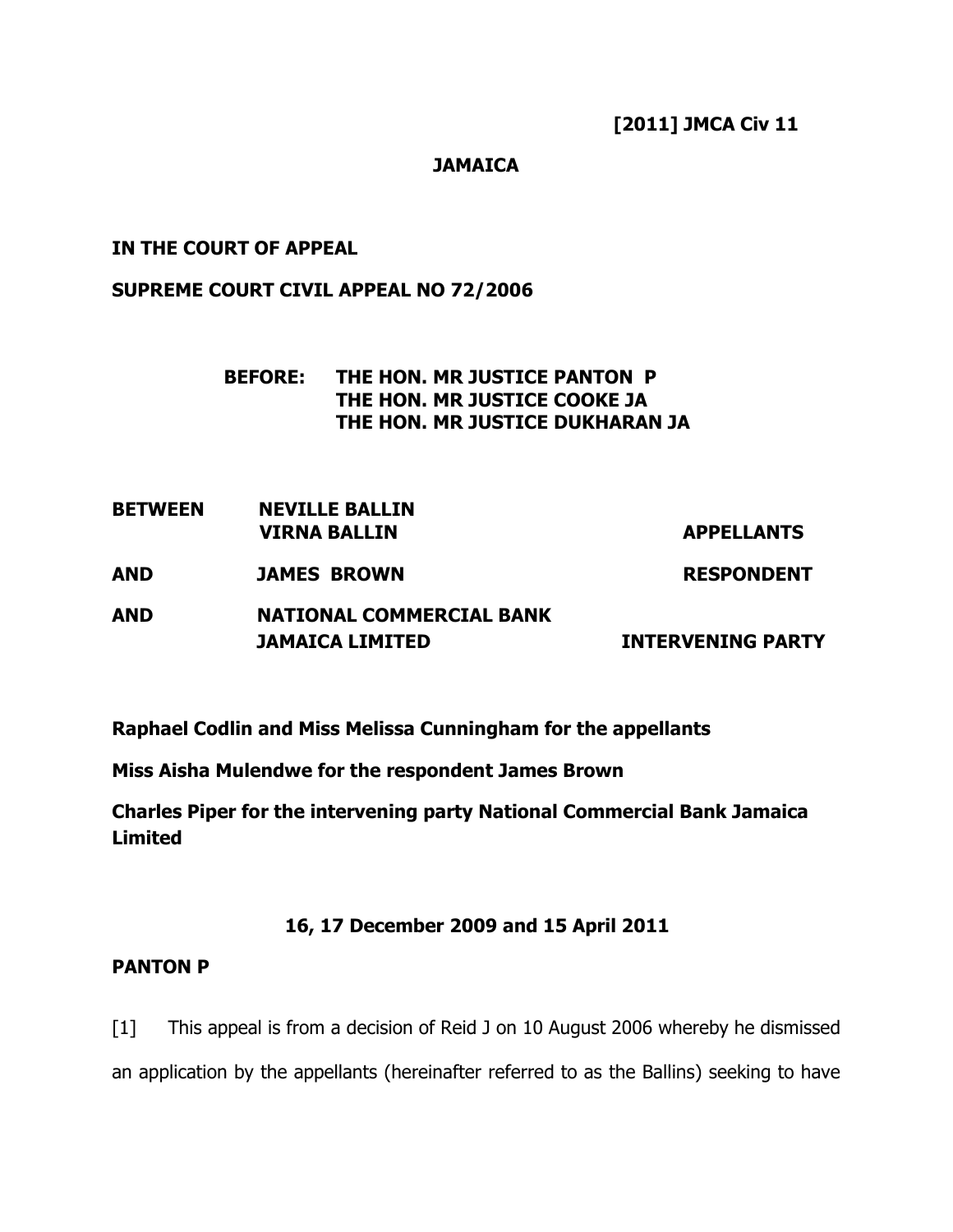**[2011] JMCA Civ 11**

**JAMAICA**

**IN THE COURT OF APPEAL**

**SUPREME COURT CIVIL APPEAL NO 72/2006**

**BEFORE: THE HON. MR JUSTICE PANTON P**
**THE HON. MR JUSTICE COOKE JA**
**THE HON. MR JUSTICE DUKHARAN JA**

| | | |
|---|---|---|
| **BETWEEN** | **NEVILLE BALLIN** **VIRNA BALLIN** | **APPELLANTS** |
| **AND** | **JAMES BROWN** | **RESPONDENT** |
| **AND** | **NATIONAL COMMERCIAL BANK JAMAICA LIMITED** | **INTERVENING PARTY** |

**Raphael Codlin and Miss Melissa Cunningham for the appellants**

**Miss Aisha Mulendwe for the respondent James Brown**

**Charles Piper for the intervening party National Commercial Bank Jamaica Limited**

**16, 17 December 2009 and 15 April 2011**

**PANTON P**

[1] This appeal is from a decision of Reid J on 10 August 2006 whereby he dismissed an application by the appellants (hereinafter referred to as the Ballins) seeking to have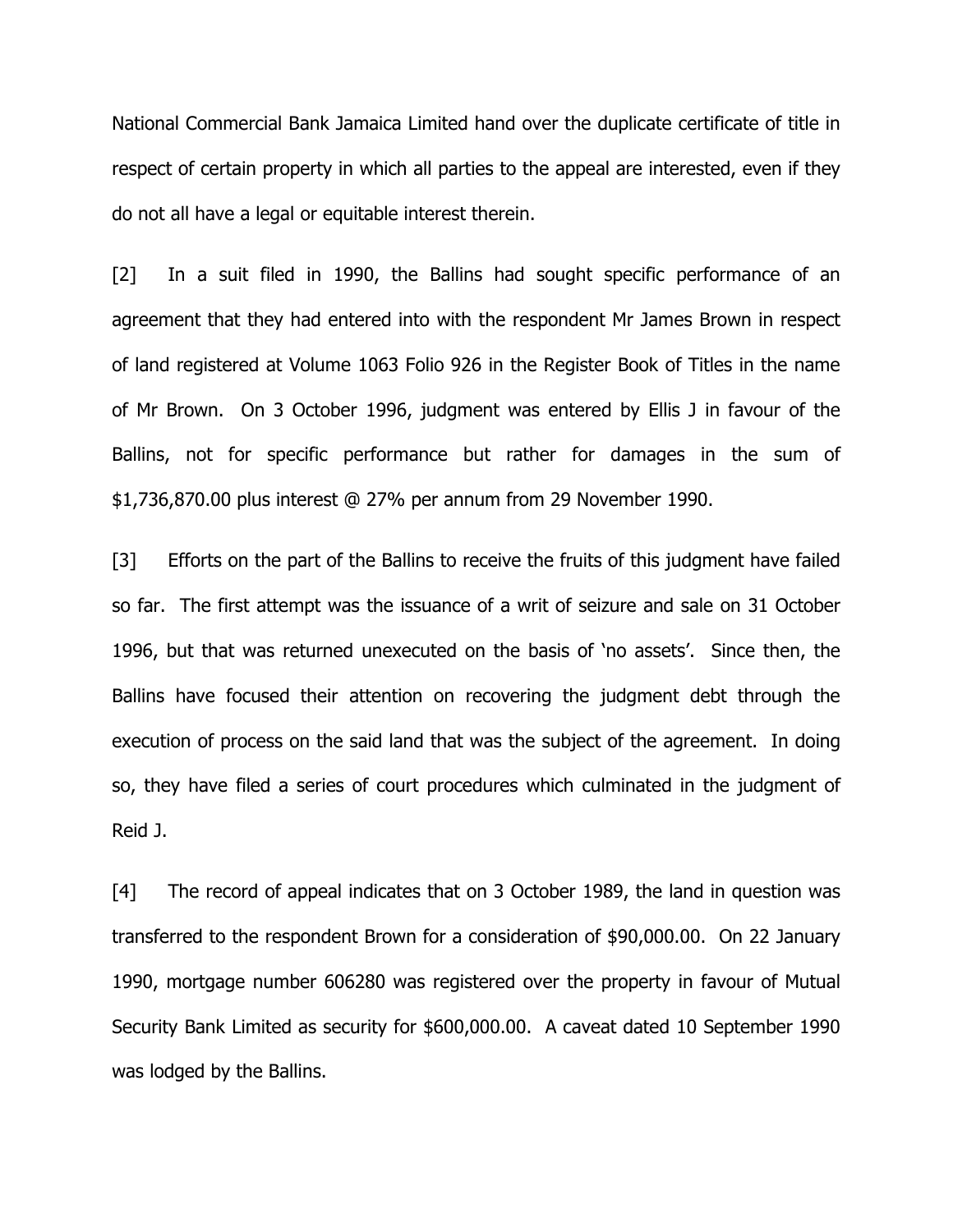National Commercial Bank Jamaica Limited hand over the duplicate certificate of title in respect of certain property in which all parties to the appeal are interested, even if they do not all have a legal or equitable interest therein.

[2] In a suit filed in 1990, the Ballins had sought specific performance of an agreement that they had entered into with the respondent Mr James Brown in respect of land registered at Volume 1063 Folio 926 in the Register Book of Titles in the name of Mr Brown. On 3 October 1996, judgment was entered by Ellis J in favour of the Ballins, not for specific performance but rather for damages in the sum of $1,736,870.00 plus interest @ 27% per annum from 29 November 1990.

[3] Efforts on the part of the Ballins to receive the fruits of this judgment have failed so far. The first attempt was the issuance of a writ of seizure and sale on 31 October 1996, but that was returned unexecuted on the basis of 'no assets'. Since then, the Ballins have focused their attention on recovering the judgment debt through the execution of process on the said land that was the subject of the agreement. In doing so, they have filed a series of court procedures which culminated in the judgment of Reid J.

[4] The record of appeal indicates that on 3 October 1989, the land in question was transferred to the respondent Brown for a consideration of $90,000.00. On 22 January 1990, mortgage number 606280 was registered over the property in favour of Mutual Security Bank Limited as security for $600,000.00. A caveat dated 10 September 1990 was lodged by the Ballins.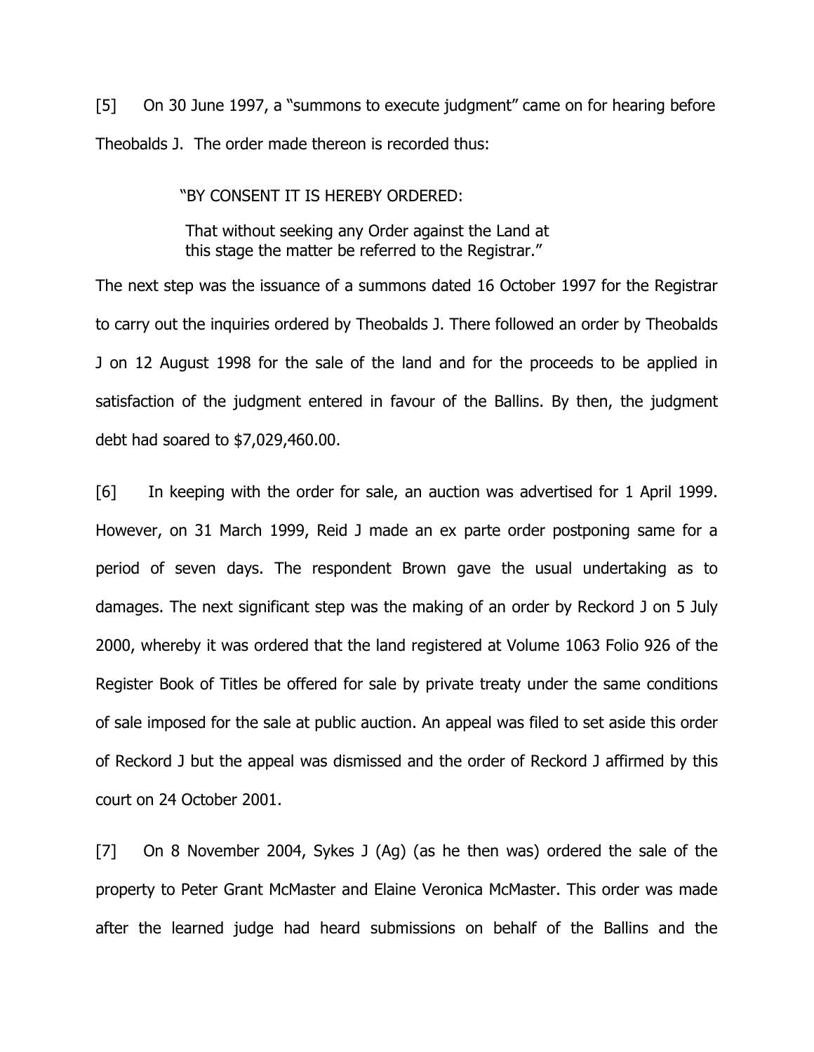[5] On 30 June 1997, a "summons to execute judgment" came on for hearing before Theobalds J. The order made thereon is recorded thus:

> "BY CONSENT IT IS HEREBY ORDERED:
>
> That without seeking any Order against the Land at this stage the matter be referred to the Registrar."

The next step was the issuance of a summons dated 16 October 1997 for the Registrar to carry out the inquiries ordered by Theobalds J. There followed an order by Theobalds J on 12 August 1998 for the sale of the land and for the proceeds to be applied in satisfaction of the judgment entered in favour of the Ballins. By then, the judgment debt had soared to $7,029,460.00.

[6] In keeping with the order for sale, an auction was advertised for 1 April 1999. However, on 31 March 1999, Reid J made an ex parte order postponing same for a period of seven days. The respondent Brown gave the usual undertaking as to damages. The next significant step was the making of an order by Reckord J on 5 July 2000, whereby it was ordered that the land registered at Volume 1063 Folio 926 of the Register Book of Titles be offered for sale by private treaty under the same conditions of sale imposed for the sale at public auction. An appeal was filed to set aside this order of Reckord J but the appeal was dismissed and the order of Reckord J affirmed by this court on 24 October 2001.

[7] On 8 November 2004, Sykes J (Ag) (as he then was) ordered the sale of the property to Peter Grant McMaster and Elaine Veronica McMaster. This order was made after the learned judge had heard submissions on behalf of the Ballins and the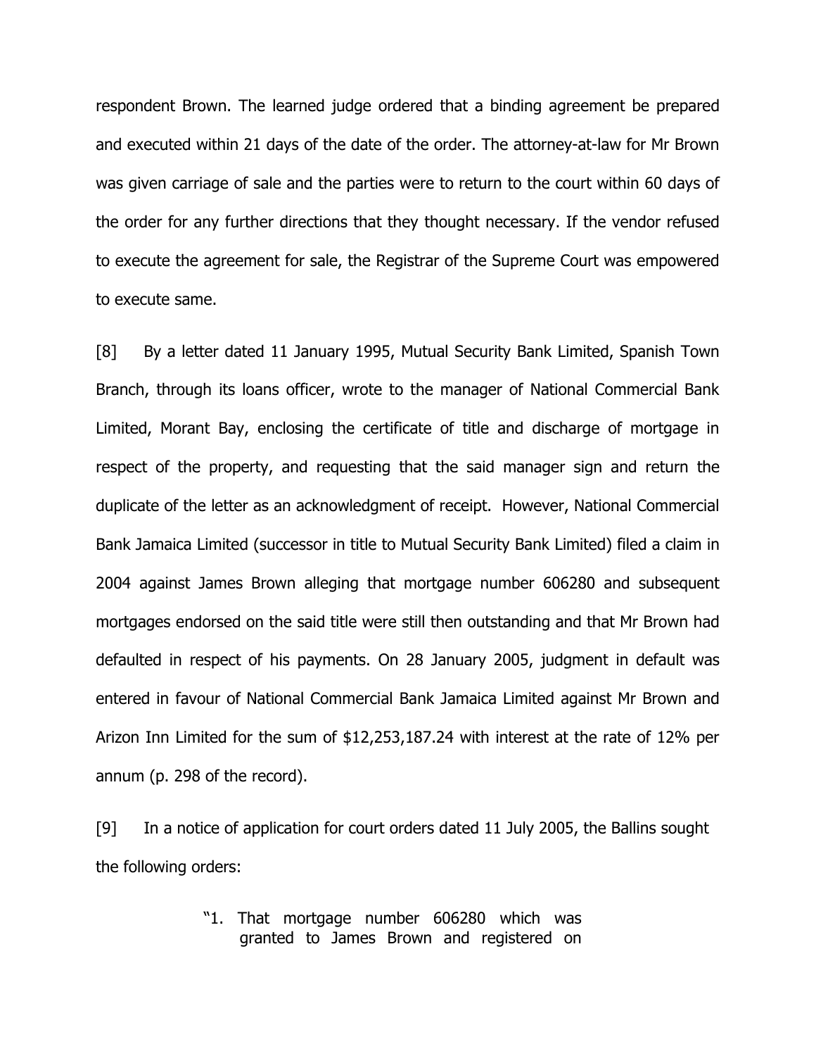respondent Brown. The learned judge ordered that a binding agreement be prepared and executed within 21 days of the date of the order. The attorney-at-law for Mr Brown was given carriage of sale and the parties were to return to the court within 60 days of the order for any further directions that they thought necessary. If the vendor refused to execute the agreement for sale, the Registrar of the Supreme Court was empowered to execute same.

[8] By a letter dated 11 January 1995, Mutual Security Bank Limited, Spanish Town Branch, through its loans officer, wrote to the manager of National Commercial Bank Limited, Morant Bay, enclosing the certificate of title and discharge of mortgage in respect of the property, and requesting that the said manager sign and return the duplicate of the letter as an acknowledgment of receipt. However, National Commercial Bank Jamaica Limited (successor in title to Mutual Security Bank Limited) filed a claim in 2004 against James Brown alleging that mortgage number 606280 and subsequent mortgages endorsed on the said title were still then outstanding and that Mr Brown had defaulted in respect of his payments. On 28 January 2005, judgment in default was entered in favour of National Commercial Bank Jamaica Limited against Mr Brown and Arizon Inn Limited for the sum of $12,253,187.24 with interest at the rate of 12% per annum (p. 298 of the record).

[9] In a notice of application for court orders dated 11 July 2005, the Ballins sought the following orders:

> "1. That mortgage number 606280 which was granted to James Brown and registered on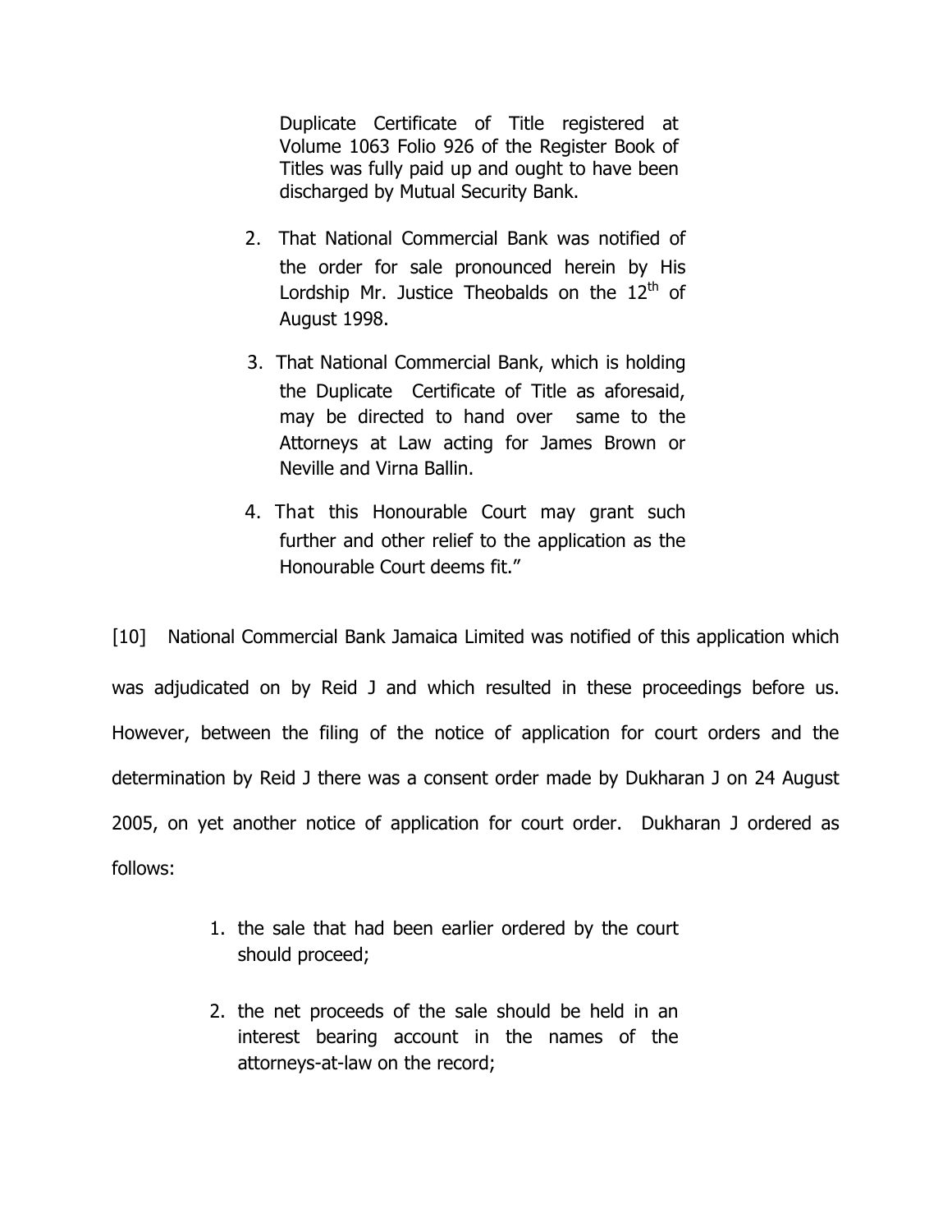Duplicate Certificate of Title registered at Volume 1063 Folio 926 of the Register Book of Titles was fully paid up and ought to have been discharged by Mutual Security Bank.

2. That National Commercial Bank was notified of the order for sale pronounced herein by His Lordship Mr. Justice Theobalds on the 12th of August 1998.

3. That National Commercial Bank, which is holding the Duplicate Certificate of Title as aforesaid, may be directed to hand over same to the Attorneys at Law acting for James Brown or Neville and Virna Ballin.

4. That this Honourable Court may grant such further and other relief to the application as the Honourable Court deems fit."

[10] National Commercial Bank Jamaica Limited was notified of this application which was adjudicated on by Reid J and which resulted in these proceedings before us. However, between the filing of the notice of application for court orders and the determination by Reid J there was a consent order made by Dukharan J on 24 August 2005, on yet another notice of application for court order. Dukharan J ordered as follows:

1. the sale that had been earlier ordered by the court should proceed;

2. the net proceeds of the sale should be held in an interest bearing account in the names of the attorneys-at-law on the record;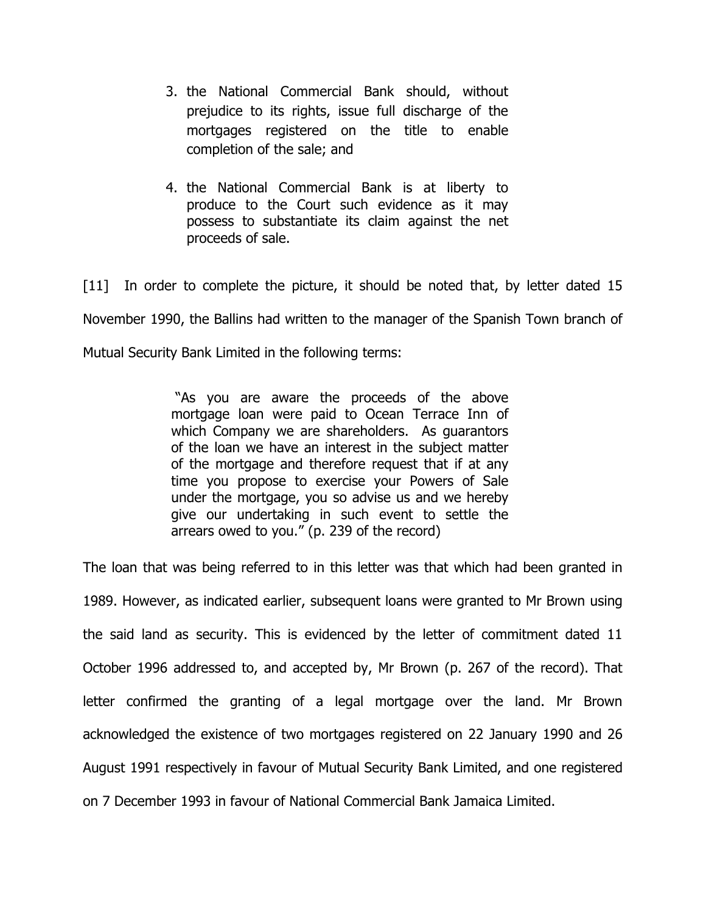3. the National Commercial Bank should, without prejudice to its rights, issue full discharge of the mortgages registered on the title to enable completion of the sale; and

4. the National Commercial Bank is at liberty to produce to the Court such evidence as it may possess to substantiate its claim against the net proceeds of sale.

[11] In order to complete the picture, it should be noted that, by letter dated 15 November 1990, the Ballins had written to the manager of the Spanish Town branch of Mutual Security Bank Limited in the following terms:

> "As you are aware the proceeds of the above mortgage loan were paid to Ocean Terrace Inn of which Company we are shareholders. As guarantors of the loan we have an interest in the subject matter of the mortgage and therefore request that if at any time you propose to exercise your Powers of Sale under the mortgage, you so advise us and we hereby give our undertaking in such event to settle the arrears owed to you." (p. 239 of the record)

The loan that was being referred to in this letter was that which had been granted in 1989. However, as indicated earlier, subsequent loans were granted to Mr Brown using the said land as security. This is evidenced by the letter of commitment dated 11 October 1996 addressed to, and accepted by, Mr Brown (p. 267 of the record). That letter confirmed the granting of a legal mortgage over the land. Mr Brown acknowledged the existence of two mortgages registered on 22 January 1990 and 26 August 1991 respectively in favour of Mutual Security Bank Limited, and one registered on 7 December 1993 in favour of National Commercial Bank Jamaica Limited.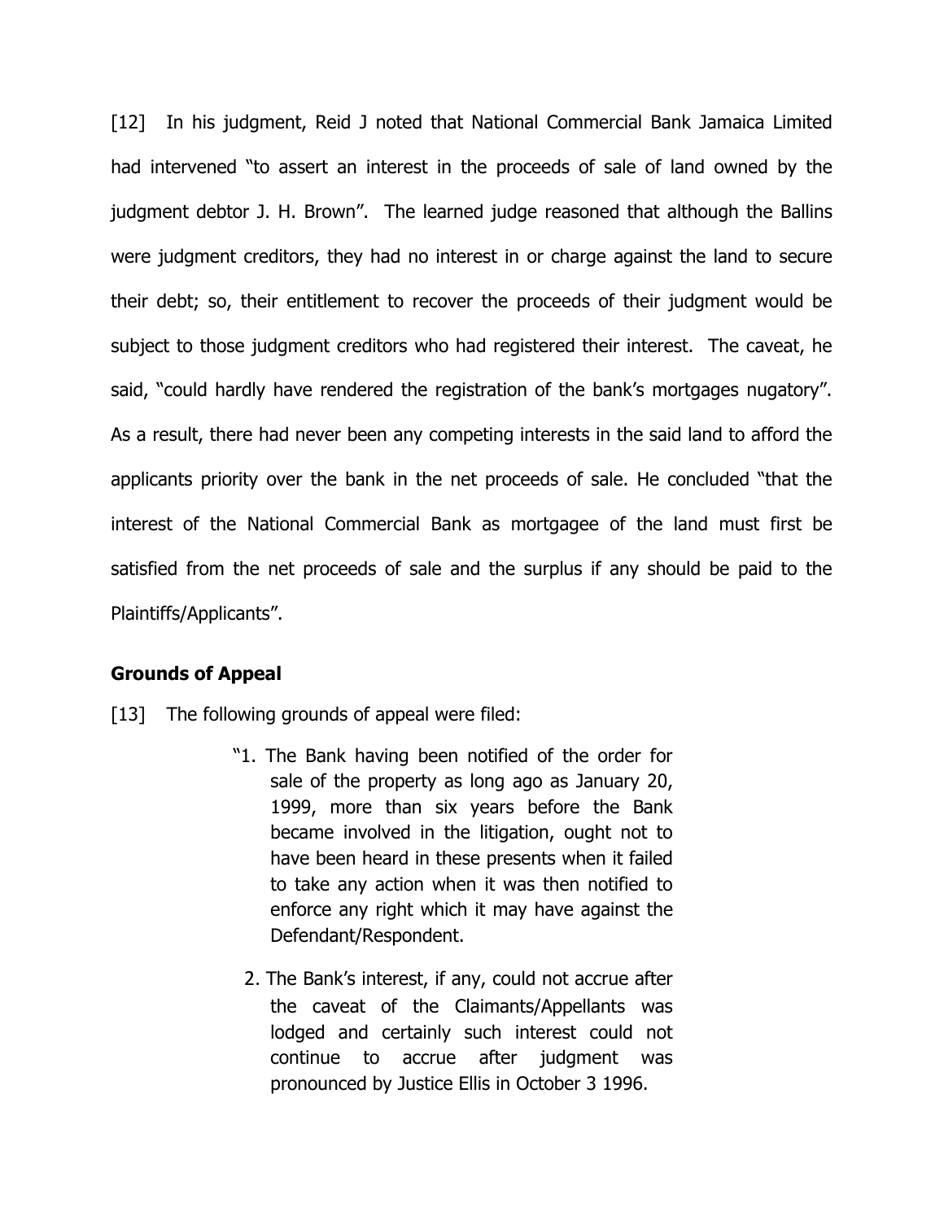[12] In his judgment, Reid J noted that National Commercial Bank Jamaica Limited had intervened "to assert an interest in the proceeds of sale of land owned by the judgment debtor J. H. Brown". The learned judge reasoned that although the Ballins were judgment creditors, they had no interest in or charge against the land to secure their debt; so, their entitlement to recover the proceeds of their judgment would be subject to those judgment creditors who had registered their interest. The caveat, he said, "could hardly have rendered the registration of the bank's mortgages nugatory". As a result, there had never been any competing interests in the said land to afford the applicants priority over the bank in the net proceeds of sale. He concluded "that the interest of the National Commercial Bank as mortgagee of the land must first be satisfied from the net proceeds of sale and the surplus if any should be paid to the Plaintiffs/Applicants".

## Grounds of Appeal

[13] The following grounds of appeal were filed:

> "1. The Bank having been notified of the order for sale of the property as long ago as January 20, 1999, more than six years before the Bank became involved in the litigation, ought not to have been heard in these presents when it failed to take any action when it was then notified to enforce any right which it may have against the Defendant/Respondent.
>
> 2. The Bank's interest, if any, could not accrue after the caveat of the Claimants/Appellants was lodged and certainly such interest could not continue to accrue after judgment was pronounced by Justice Ellis in October 3 1996.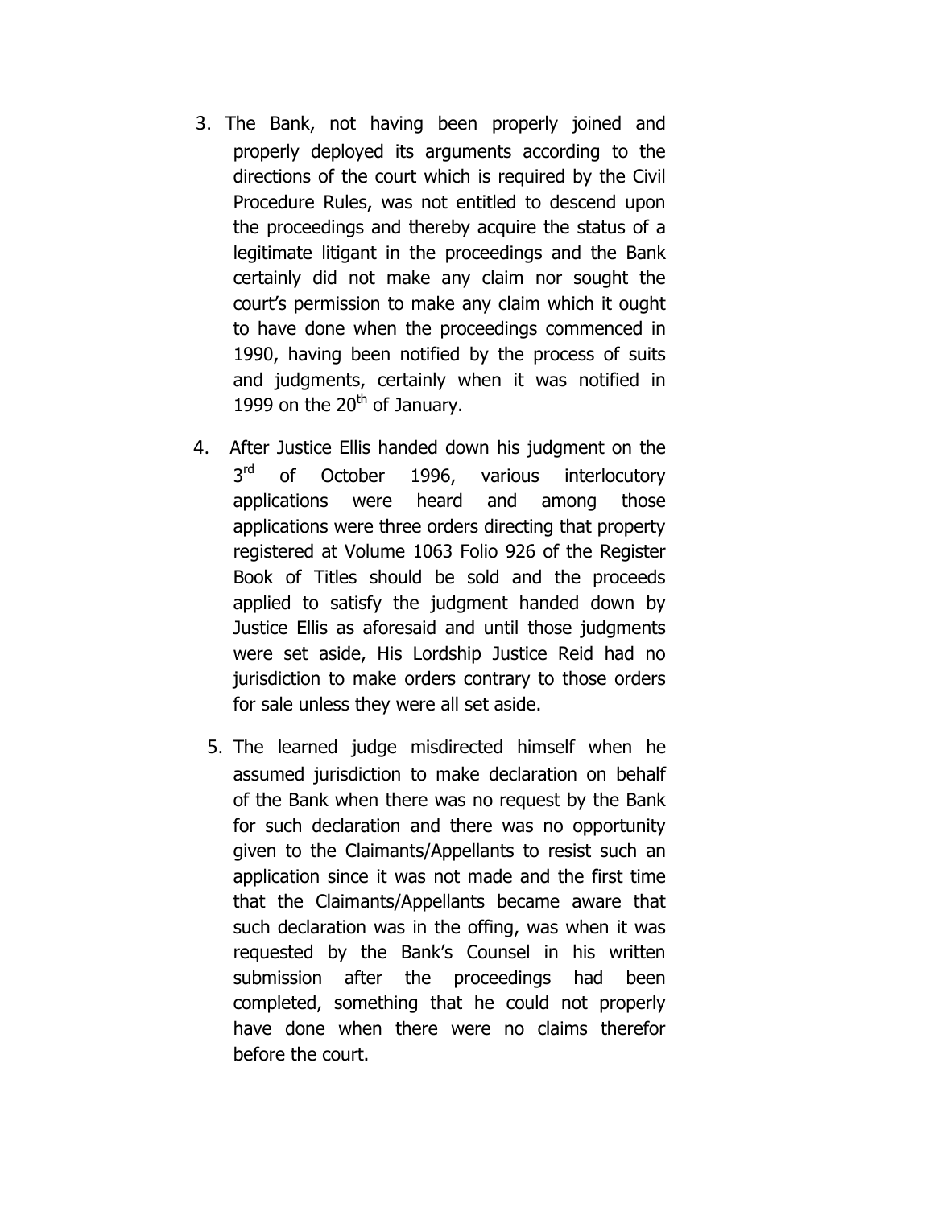3. The Bank, not having been properly joined and properly deployed its arguments according to the directions of the court which is required by the Civil Procedure Rules, was not entitled to descend upon the proceedings and thereby acquire the status of a legitimate litigant in the proceedings and the Bank certainly did not make any claim nor sought the court's permission to make any claim which it ought to have done when the proceedings commenced in 1990, having been notified by the process of suits and judgments, certainly when it was notified in 1999 on the 20th of January.

4. After Justice Ellis handed down his judgment on the 3rd of October 1996, various interlocutory applications were heard and among those applications were three orders directing that property registered at Volume 1063 Folio 926 of the Register Book of Titles should be sold and the proceeds applied to satisfy the judgment handed down by Justice Ellis as aforesaid and until those judgments were set aside, His Lordship Justice Reid had no jurisdiction to make orders contrary to those orders for sale unless they were all set aside.

5. The learned judge misdirected himself when he assumed jurisdiction to make declaration on behalf of the Bank when there was no request by the Bank for such declaration and there was no opportunity given to the Claimants/Appellants to resist such an application since it was not made and the first time that the Claimants/Appellants became aware that such declaration was in the offing, was when it was requested by the Bank's Counsel in his written submission after the proceedings had been completed, something that he could not properly have done when there were no claims therefor before the court.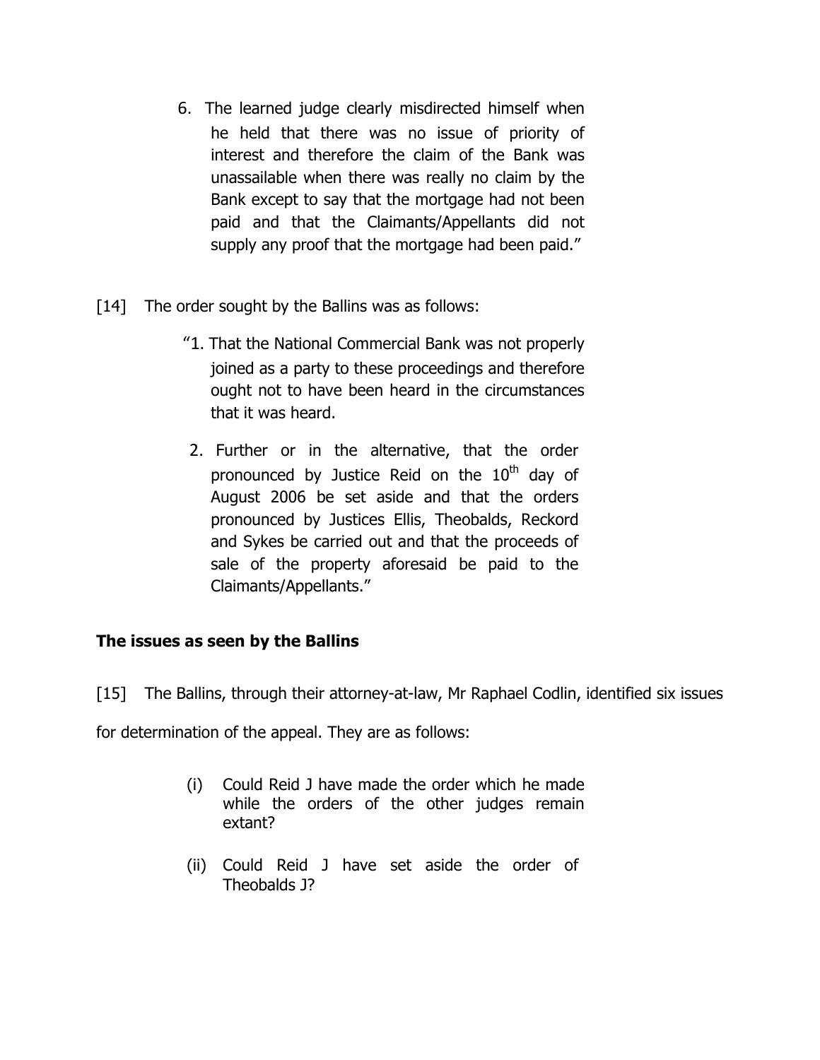6. The learned judge clearly misdirected himself when he held that there was no issue of priority of interest and therefore the claim of the Bank was unassailable when there was really no claim by the Bank except to say that the mortgage had not been paid and that the Claimants/Appellants did not supply any proof that the mortgage had been paid."

[14] The order sought by the Ballins was as follows:

"1. That the National Commercial Bank was not properly joined as a party to these proceedings and therefore ought not to have been heard in the circumstances that it was heard.

2. Further or in the alternative, that the order pronounced by Justice Reid on the 10th day of August 2006 be set aside and that the orders pronounced by Justices Ellis, Theobalds, Reckord and Sykes be carried out and that the proceeds of sale of the property aforesaid be paid to the Claimants/Appellants."

**The issues as seen by the Ballins**

[15] The Ballins, through their attorney-at-law, Mr Raphael Codlin, identified six issues for determination of the appeal. They are as follows:

(i) Could Reid J have made the order which he made while the orders of the other judges remain extant?

(ii) Could Reid J have set aside the order of Theobalds J?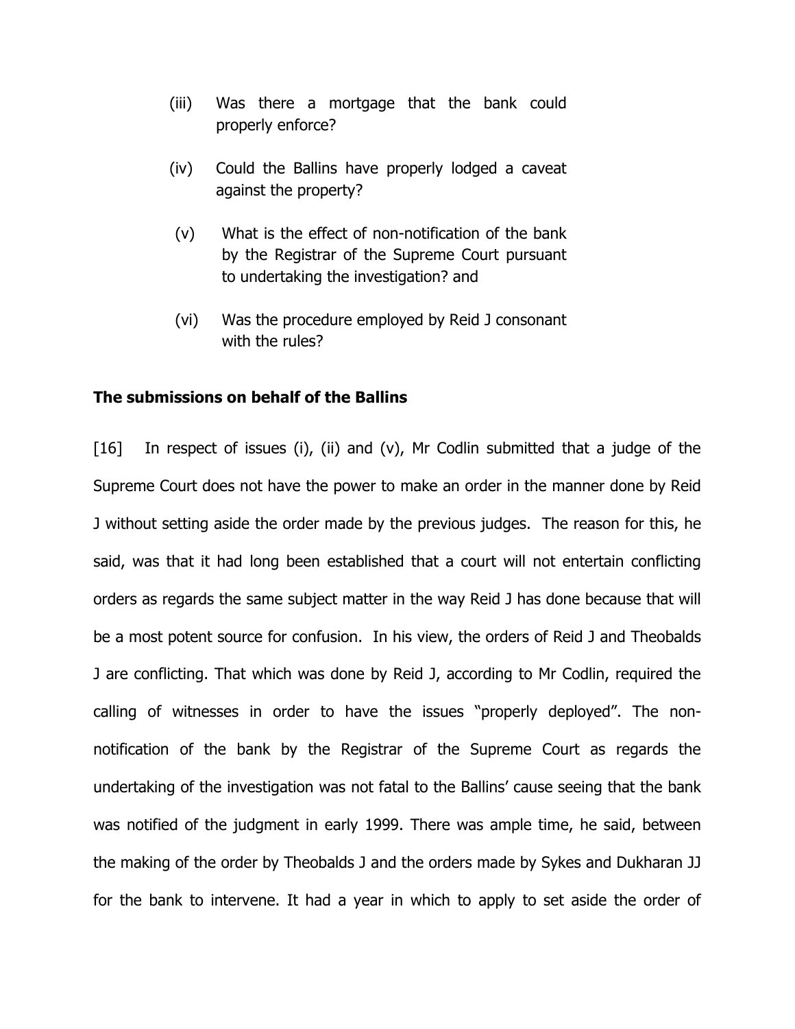(iii) Was there a mortgage that the bank could properly enforce?

(iv) Could the Ballins have properly lodged a caveat against the property?

(v) What is the effect of non-notification of the bank by the Registrar of the Supreme Court pursuant to undertaking the investigation? and

(vi) Was the procedure employed by Reid J consonant with the rules?

**The submissions on behalf of the Ballins**

[16] In respect of issues (i), (ii) and (v), Mr Codlin submitted that a judge of the Supreme Court does not have the power to make an order in the manner done by Reid J without setting aside the order made by the previous judges. The reason for this, he said, was that it had long been established that a court will not entertain conflicting orders as regards the same subject matter in the way Reid J has done because that will be a most potent source for confusion. In his view, the orders of Reid J and Theobalds J are conflicting. That which was done by Reid J, according to Mr Codlin, required the calling of witnesses in order to have the issues "properly deployed". The non-notification of the bank by the Registrar of the Supreme Court as regards the undertaking of the investigation was not fatal to the Ballins' cause seeing that the bank was notified of the judgment in early 1999. There was ample time, he said, between the making of the order by Theobalds J and the orders made by Sykes and Dukharan JJ for the bank to intervene. It had a year in which to apply to set aside the order of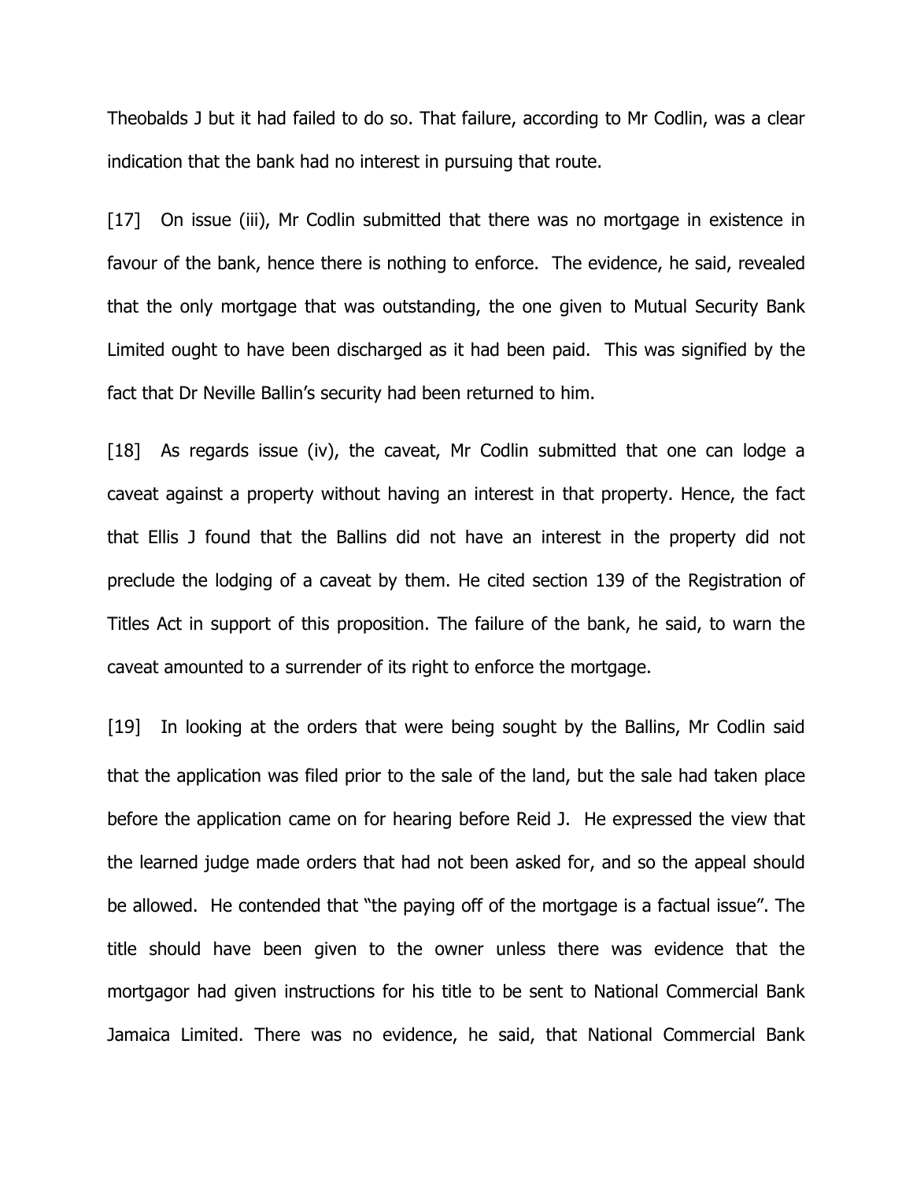Theobalds J but it had failed to do so. That failure, according to Mr Codlin, was a clear indication that the bank had no interest in pursuing that route.

[17] On issue (iii), Mr Codlin submitted that there was no mortgage in existence in favour of the bank, hence there is nothing to enforce. The evidence, he said, revealed that the only mortgage that was outstanding, the one given to Mutual Security Bank Limited ought to have been discharged as it had been paid. This was signified by the fact that Dr Neville Ballin's security had been returned to him.

[18] As regards issue (iv), the caveat, Mr Codlin submitted that one can lodge a caveat against a property without having an interest in that property. Hence, the fact that Ellis J found that the Ballins did not have an interest in the property did not preclude the lodging of a caveat by them. He cited section 139 of the Registration of Titles Act in support of this proposition. The failure of the bank, he said, to warn the caveat amounted to a surrender of its right to enforce the mortgage.

[19] In looking at the orders that were being sought by the Ballins, Mr Codlin said that the application was filed prior to the sale of the land, but the sale had taken place before the application came on for hearing before Reid J. He expressed the view that the learned judge made orders that had not been asked for, and so the appeal should be allowed. He contended that "the paying off of the mortgage is a factual issue". The title should have been given to the owner unless there was evidence that the mortgagor had given instructions for his title to be sent to National Commercial Bank Jamaica Limited. There was no evidence, he said, that National Commercial Bank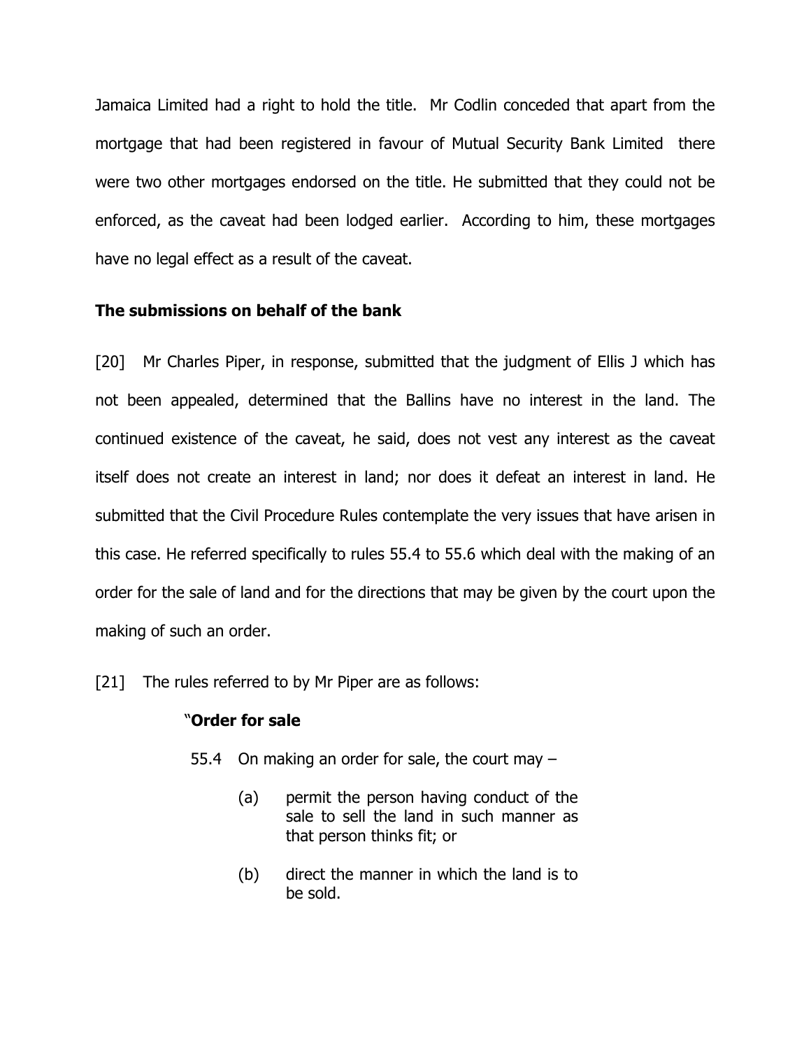Jamaica Limited had a right to hold the title. Mr Codlin conceded that apart from the mortgage that had been registered in favour of Mutual Security Bank Limited there were two other mortgages endorsed on the title. He submitted that they could not be enforced, as the caveat had been lodged earlier. According to him, these mortgages have no legal effect as a result of the caveat.

**The submissions on behalf of the bank**

[20] Mr Charles Piper, in response, submitted that the judgment of Ellis J which has not been appealed, determined that the Ballins have no interest in the land. The continued existence of the caveat, he said, does not vest any interest as the caveat itself does not create an interest in land; nor does it defeat an interest in land. He submitted that the Civil Procedure Rules contemplate the very issues that have arisen in this case. He referred specifically to rules 55.4 to 55.6 which deal with the making of an order for the sale of land and for the directions that may be given by the court upon the making of such an order.

[21] The rules referred to by Mr Piper are as follows:

> "**Order for sale**
>
> 55.4 On making an order for sale, the court may –
>
> (a) permit the person having conduct of the sale to sell the land in such manner as that person thinks fit; or
>
> (b) direct the manner in which the land is to be sold.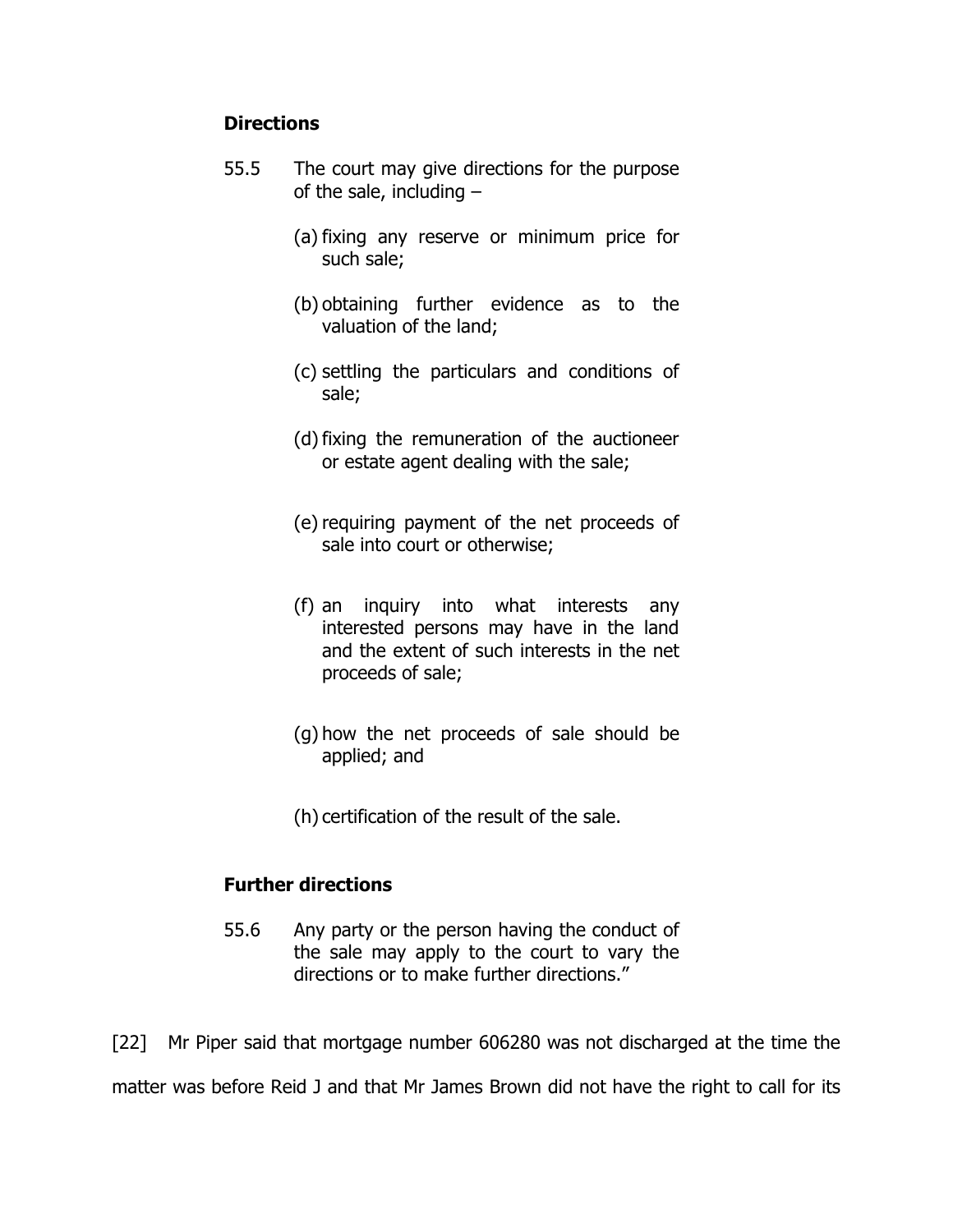**Directions**

55.5 The court may give directions for the purpose of the sale, including –

(a) fixing any reserve or minimum price for such sale;

(b) obtaining further evidence as to the valuation of the land;

(c) settling the particulars and conditions of sale;

(d) fixing the remuneration of the auctioneer or estate agent dealing with the sale;

(e) requiring payment of the net proceeds of sale into court or otherwise;

(f) an inquiry into what interests any interested persons may have in the land and the extent of such interests in the net proceeds of sale;

(g) how the net proceeds of sale should be applied; and

(h) certification of the result of the sale.

**Further directions**

55.6 Any party or the person having the conduct of the sale may apply to the court to vary the directions or to make further directions."

[22] Mr Piper said that mortgage number 606280 was not discharged at the time the matter was before Reid J and that Mr James Brown did not have the right to call for its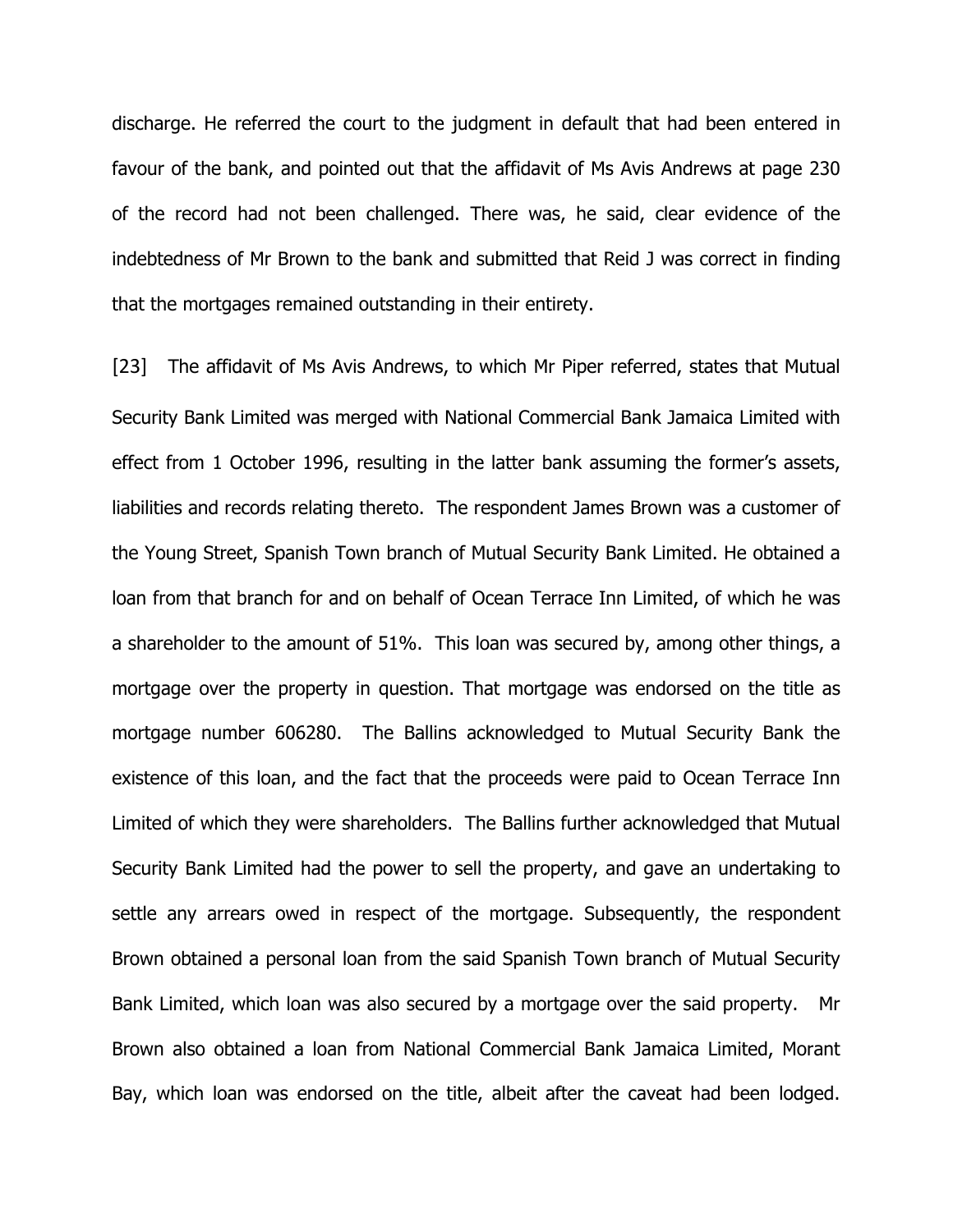discharge. He referred the court to the judgment in default that had been entered in favour of the bank, and pointed out that the affidavit of Ms Avis Andrews at page 230 of the record had not been challenged. There was, he said, clear evidence of the indebtedness of Mr Brown to the bank and submitted that Reid J was correct in finding that the mortgages remained outstanding in their entirety.

[23] The affidavit of Ms Avis Andrews, to which Mr Piper referred, states that Mutual Security Bank Limited was merged with National Commercial Bank Jamaica Limited with effect from 1 October 1996, resulting in the latter bank assuming the former's assets, liabilities and records relating thereto. The respondent James Brown was a customer of the Young Street, Spanish Town branch of Mutual Security Bank Limited. He obtained a loan from that branch for and on behalf of Ocean Terrace Inn Limited, of which he was a shareholder to the amount of 51%. This loan was secured by, among other things, a mortgage over the property in question. That mortgage was endorsed on the title as mortgage number 606280. The Ballins acknowledged to Mutual Security Bank the existence of this loan, and the fact that the proceeds were paid to Ocean Terrace Inn Limited of which they were shareholders. The Ballins further acknowledged that Mutual Security Bank Limited had the power to sell the property, and gave an undertaking to settle any arrears owed in respect of the mortgage. Subsequently, the respondent Brown obtained a personal loan from the said Spanish Town branch of Mutual Security Bank Limited, which loan was also secured by a mortgage over the said property. Mr Brown also obtained a loan from National Commercial Bank Jamaica Limited, Morant Bay, which loan was endorsed on the title, albeit after the caveat had been lodged.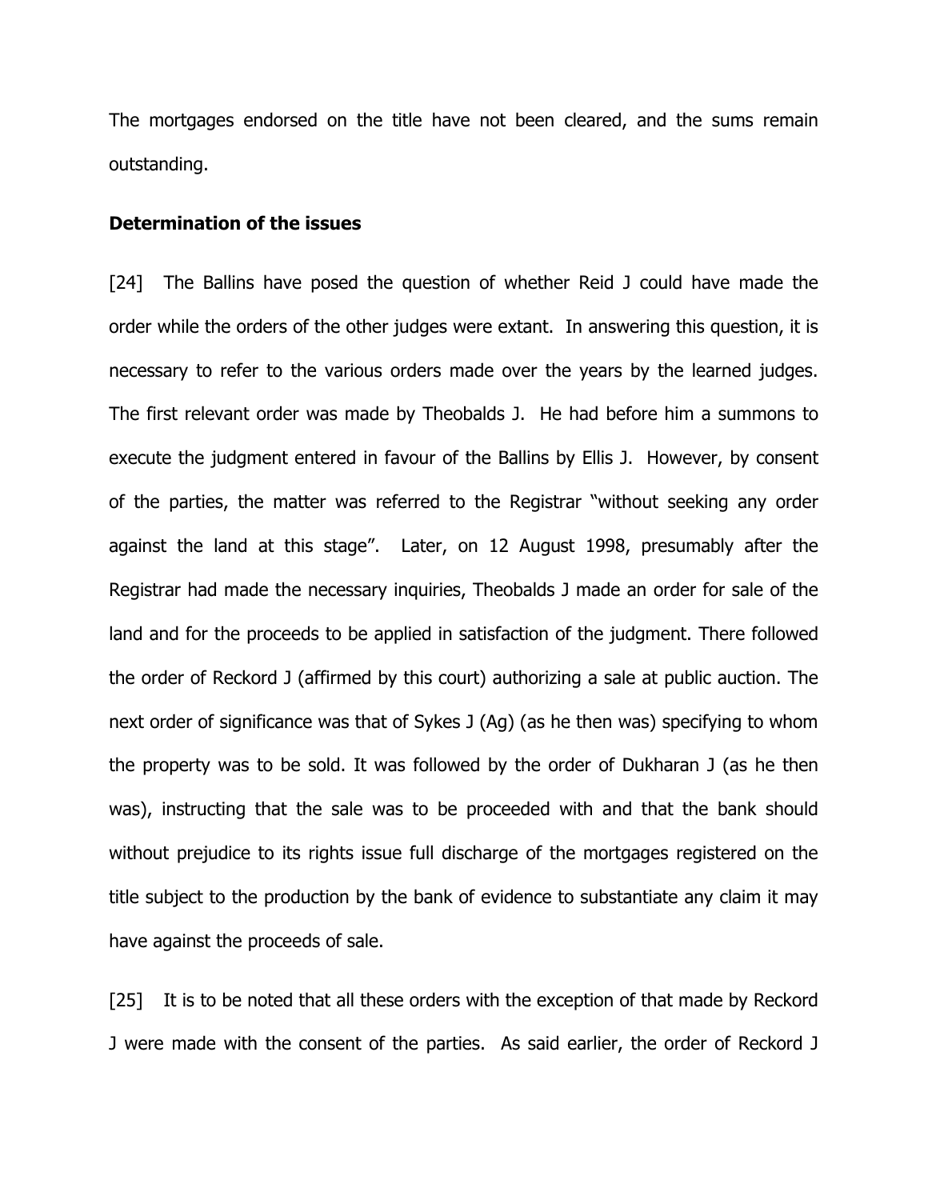The mortgages endorsed on the title have not been cleared, and the sums remain outstanding.

**Determination of the issues**

[24] The Ballins have posed the question of whether Reid J could have made the order while the orders of the other judges were extant. In answering this question, it is necessary to refer to the various orders made over the years by the learned judges. The first relevant order was made by Theobalds J. He had before him a summons to execute the judgment entered in favour of the Ballins by Ellis J. However, by consent of the parties, the matter was referred to the Registrar "without seeking any order against the land at this stage". Later, on 12 August 1998, presumably after the Registrar had made the necessary inquiries, Theobalds J made an order for sale of the land and for the proceeds to be applied in satisfaction of the judgment. There followed the order of Reckord J (affirmed by this court) authorizing a sale at public auction. The next order of significance was that of Sykes J (Ag) (as he then was) specifying to whom the property was to be sold. It was followed by the order of Dukharan J (as he then was), instructing that the sale was to be proceeded with and that the bank should without prejudice to its rights issue full discharge of the mortgages registered on the title subject to the production by the bank of evidence to substantiate any claim it may have against the proceeds of sale.

[25] It is to be noted that all these orders with the exception of that made by Reckord J were made with the consent of the parties. As said earlier, the order of Reckord J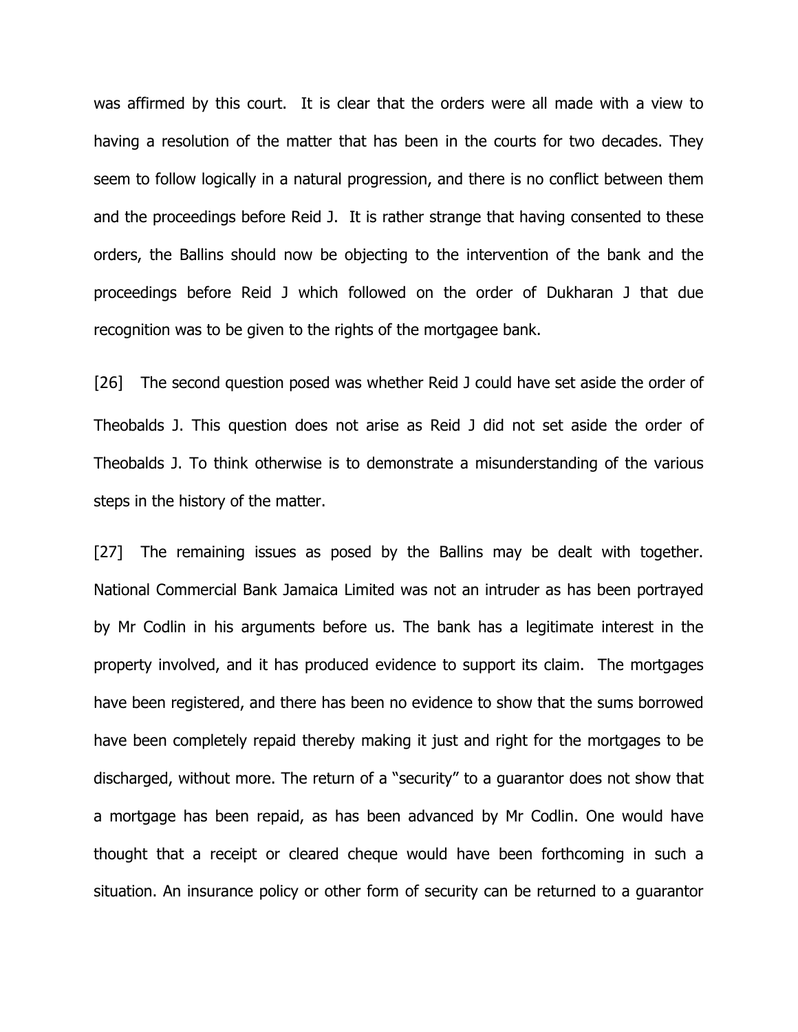was affirmed by this court. It is clear that the orders were all made with a view to having a resolution of the matter that has been in the courts for two decades. They seem to follow logically in a natural progression, and there is no conflict between them and the proceedings before Reid J. It is rather strange that having consented to these orders, the Ballins should now be objecting to the intervention of the bank and the proceedings before Reid J which followed on the order of Dukharan J that due recognition was to be given to the rights of the mortgagee bank.

[26] The second question posed was whether Reid J could have set aside the order of Theobalds J. This question does not arise as Reid J did not set aside the order of Theobalds J. To think otherwise is to demonstrate a misunderstanding of the various steps in the history of the matter.

[27] The remaining issues as posed by the Ballins may be dealt with together. National Commercial Bank Jamaica Limited was not an intruder as has been portrayed by Mr Codlin in his arguments before us. The bank has a legitimate interest in the property involved, and it has produced evidence to support its claim. The mortgages have been registered, and there has been no evidence to show that the sums borrowed have been completely repaid thereby making it just and right for the mortgages to be discharged, without more. The return of a "security" to a guarantor does not show that a mortgage has been repaid, as has been advanced by Mr Codlin. One would have thought that a receipt or cleared cheque would have been forthcoming in such a situation. An insurance policy or other form of security can be returned to a guarantor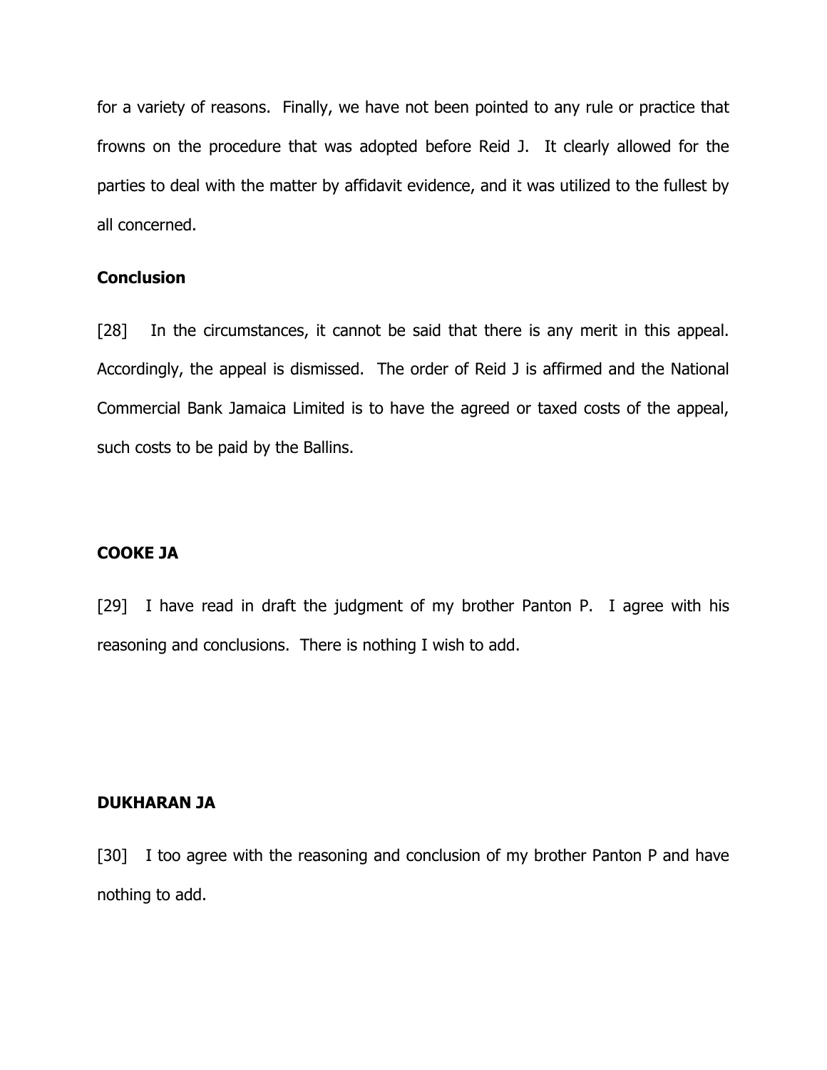for a variety of reasons. Finally, we have not been pointed to any rule or practice that frowns on the procedure that was adopted before Reid J. It clearly allowed for the parties to deal with the matter by affidavit evidence, and it was utilized to the fullest by all concerned.

**Conclusion**

[28] In the circumstances, it cannot be said that there is any merit in this appeal. Accordingly, the appeal is dismissed. The order of Reid J is affirmed and the National Commercial Bank Jamaica Limited is to have the agreed or taxed costs of the appeal, such costs to be paid by the Ballins.

**COOKE JA**

[29] I have read in draft the judgment of my brother Panton P. I agree with his reasoning and conclusions. There is nothing I wish to add.

**DUKHARAN JA**

[30] I too agree with the reasoning and conclusion of my brother Panton P and have nothing to add.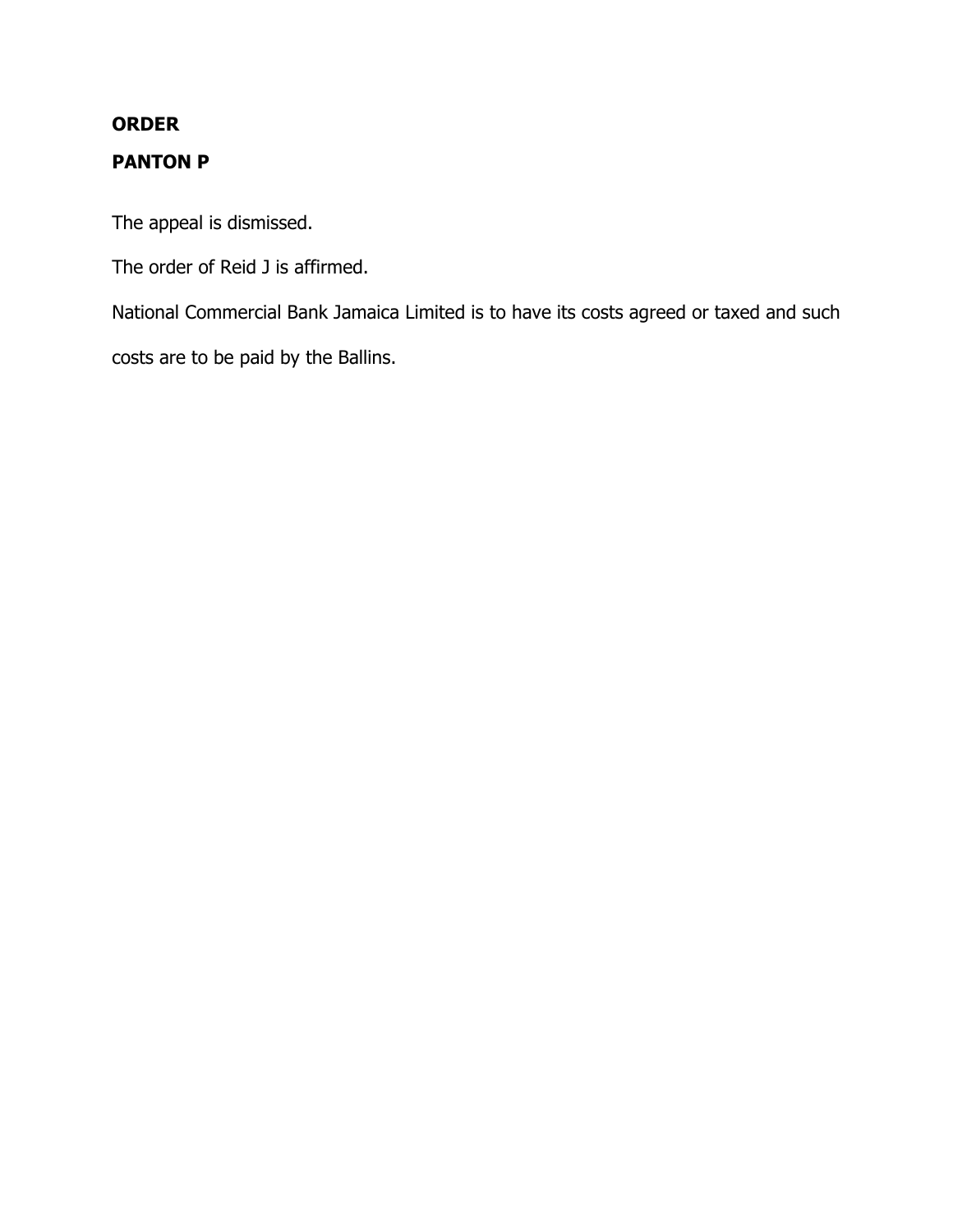**ORDER**

**PANTON P**

The appeal is dismissed.

The order of Reid J is affirmed.

National Commercial Bank Jamaica Limited is to have its costs agreed or taxed and such costs are to be paid by the Ballins.